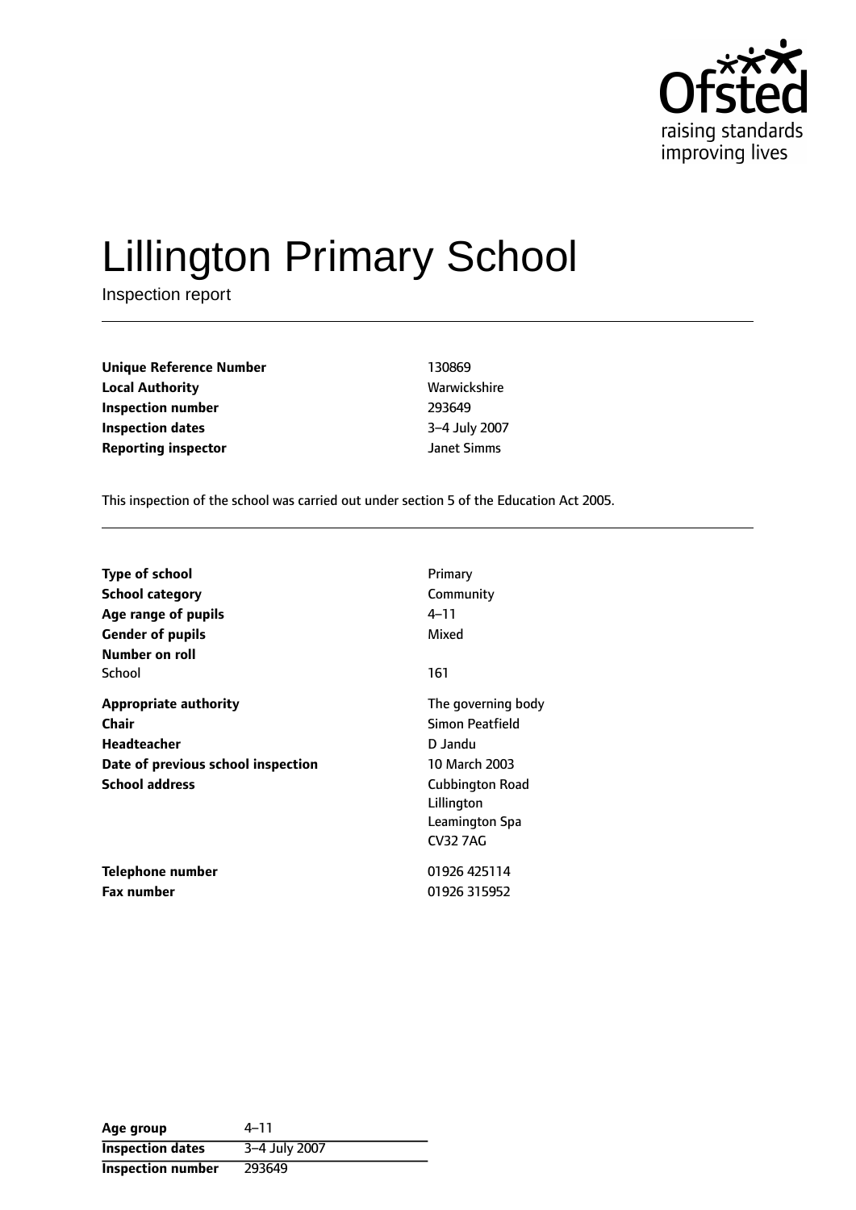# Lillington Primary School

Inspection report

| | |
|---|---|
| **Unique Reference Number** | 130869 |
| **Local Authority** | Warwickshire |
| **Inspection number** | 293649 |
| **Inspection dates** | 3–4 July 2007 |
| **Reporting inspector** | Janet Simms |

This inspection of the school was carried out under section 5 of the Education Act 2005.

| | |
|---|---|
| **Type of school** | Primary |
| **School category** | Community |
| **Age range of pupils** | 4–11 |
| **Gender of pupils** | Mixed |
| **Number on roll** | |
| School | 161 |
| **Appropriate authority** | The governing body |
| **Chair** | Simon Peatfield |
| **Headteacher** | D Jandu |
| **Date of previous school inspection** | 10 March 2003 |
| **School address** | Cubbington Road<br>Lillington<br>Leamington Spa<br>CV32 7AG |
| **Telephone number** | 01926 425114 |
| **Fax number** | 01926 315952 |

| | |
|---|---|
| **Age group** | 4–11 |
| **Inspection dates** | 3–4 July 2007 |
| **Inspection number** | 293649 |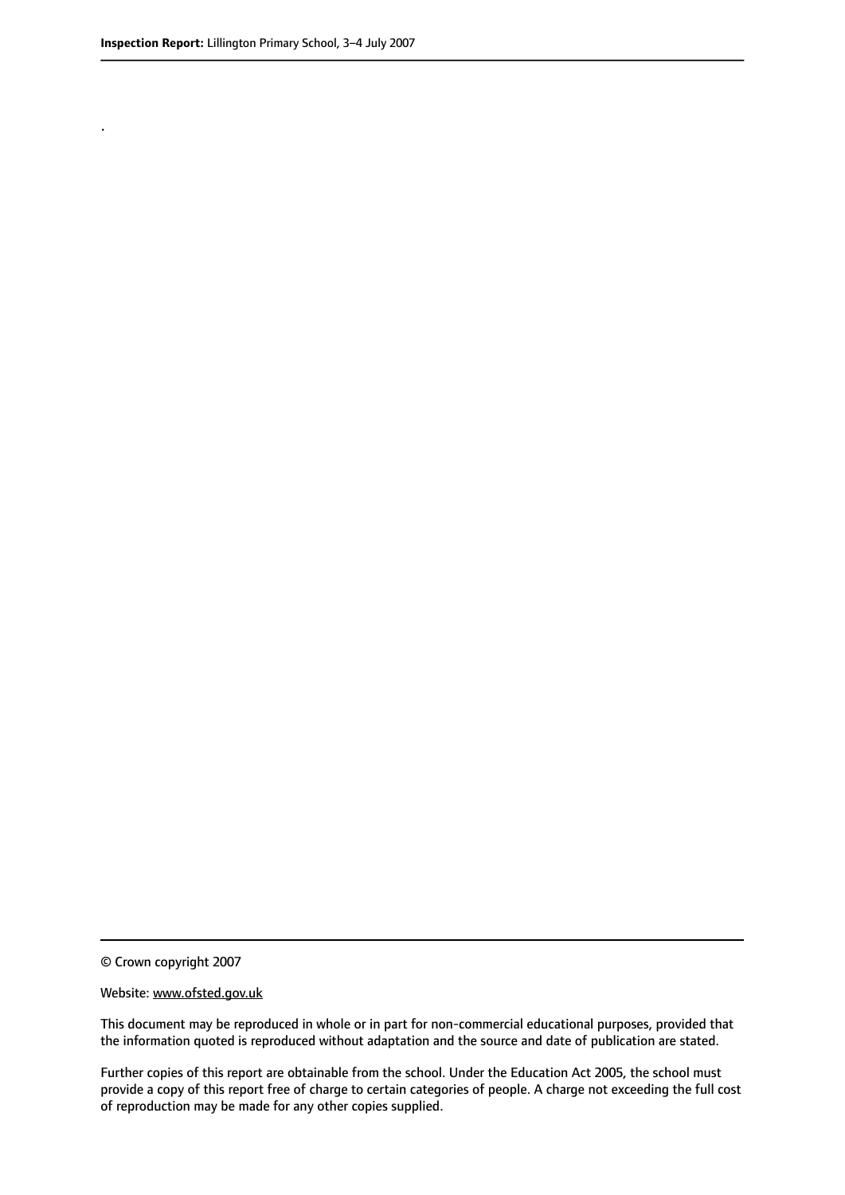.

© Crown copyright 2007

Website: www.ofsted.gov.uk

This document may be reproduced in whole or in part for non-commercial educational purposes, provided that the information quoted is reproduced without adaptation and the source and date of publication are stated.

Further copies of this report are obtainable from the school. Under the Education Act 2005, the school must provide a copy of this report free of charge to certain categories of people. A charge not exceeding the full cost of reproduction may be made for any other copies supplied.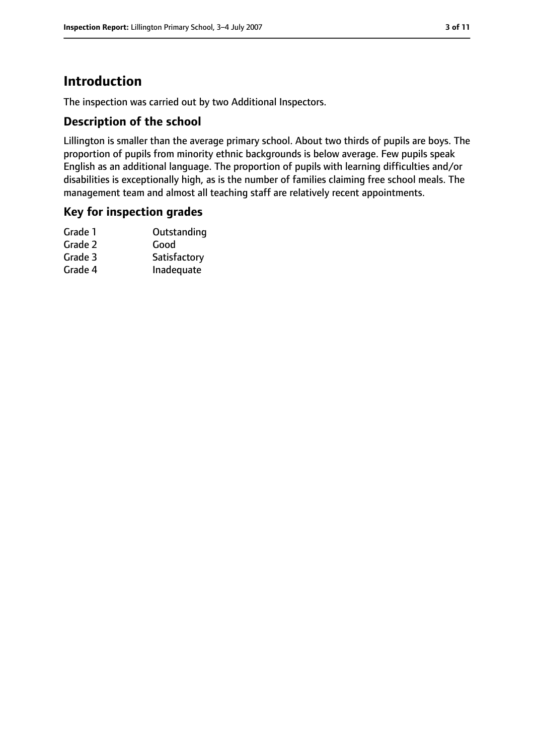# Introduction

The inspection was carried out by two Additional Inspectors.

## Description of the school

Lillington is smaller than the average primary school. About two thirds of pupils are boys. The proportion of pupils from minority ethnic backgrounds is below average. Few pupils speak English as an additional language. The proportion of pupils with learning difficulties and/or disabilities is exceptionally high, as is the number of families claiming free school meals. The management team and almost all teaching staff are relatively recent appointments.

## Key for inspection grades

| | |
|---|---|
| Grade 1 | Outstanding |
| Grade 2 | Good |
| Grade 3 | Satisfactory |
| Grade 4 | Inadequate |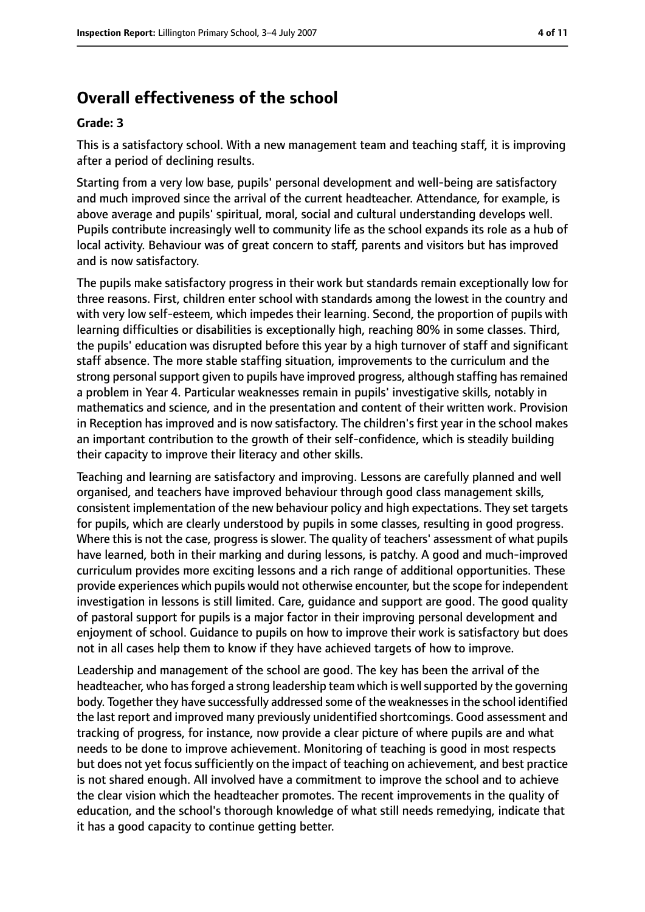## Overall effectiveness of the school

### Grade: 3

This is a satisfactory school. With a new management team and teaching staff, it is improving after a period of declining results.

Starting from a very low base, pupils' personal development and well-being are satisfactory and much improved since the arrival of the current headteacher. Attendance, for example, is above average and pupils' spiritual, moral, social and cultural understanding develops well. Pupils contribute increasingly well to community life as the school expands its role as a hub of local activity. Behaviour was of great concern to staff, parents and visitors but has improved and is now satisfactory.

The pupils make satisfactory progress in their work but standards remain exceptionally low for three reasons. First, children enter school with standards among the lowest in the country and with very low self-esteem, which impedes their learning. Second, the proportion of pupils with learning difficulties or disabilities is exceptionally high, reaching 80% in some classes. Third, the pupils' education was disrupted before this year by a high turnover of staff and significant staff absence. The more stable staffing situation, improvements to the curriculum and the strong personal support given to pupils have improved progress, although staffing has remained a problem in Year 4. Particular weaknesses remain in pupils' investigative skills, notably in mathematics and science, and in the presentation and content of their written work. Provision in Reception has improved and is now satisfactory. The children's first year in the school makes an important contribution to the growth of their self-confidence, which is steadily building their capacity to improve their literacy and other skills.

Teaching and learning are satisfactory and improving. Lessons are carefully planned and well organised, and teachers have improved behaviour through good class management skills, consistent implementation of the new behaviour policy and high expectations. They set targets for pupils, which are clearly understood by pupils in some classes, resulting in good progress. Where this is not the case, progress is slower. The quality of teachers' assessment of what pupils have learned, both in their marking and during lessons, is patchy. A good and much-improved curriculum provides more exciting lessons and a rich range of additional opportunities. These provide experiences which pupils would not otherwise encounter, but the scope for independent investigation in lessons is still limited. Care, guidance and support are good. The good quality of pastoral support for pupils is a major factor in their improving personal development and enjoyment of school. Guidance to pupils on how to improve their work is satisfactory but does not in all cases help them to know if they have achieved targets of how to improve.

Leadership and management of the school are good. The key has been the arrival of the headteacher, who has forged a strong leadership team which is well supported by the governing body. Together they have successfully addressed some of the weaknesses in the school identified the last report and improved many previously unidentified shortcomings. Good assessment and tracking of progress, for instance, now provide a clear picture of where pupils are and what needs to be done to improve achievement. Monitoring of teaching is good in most respects but does not yet focus sufficiently on the impact of teaching on achievement, and best practice is not shared enough. All involved have a commitment to improve the school and to achieve the clear vision which the headteacher promotes. The recent improvements in the quality of education, and the school's thorough knowledge of what still needs remedying, indicate that it has a good capacity to continue getting better.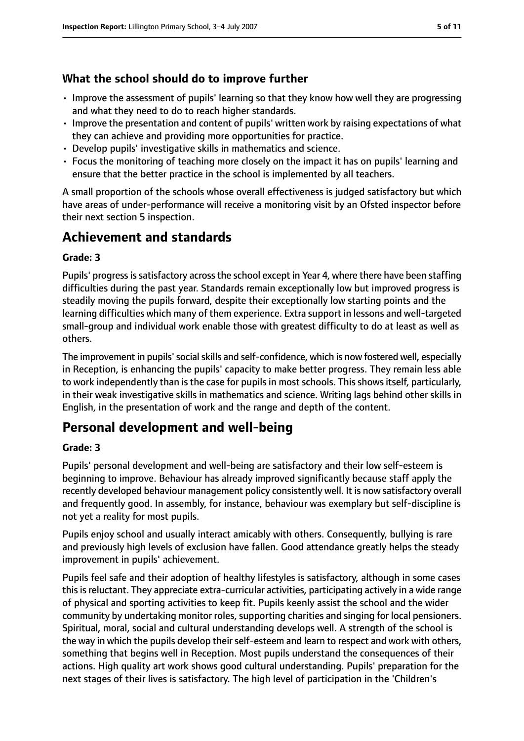### What the school should do to improve further

- Improve the assessment of pupils' learning so that they know how well they are progressing and what they need to do to reach higher standards.
- Improve the presentation and content of pupils' written work by raising expectations of what they can achieve and providing more opportunities for practice.
- Develop pupils' investigative skills in mathematics and science.
- Focus the monitoring of teaching more closely on the impact it has on pupils' learning and ensure that the better practice in the school is implemented by all teachers.

A small proportion of the schools whose overall effectiveness is judged satisfactory but which have areas of under-performance will receive a monitoring visit by an Ofsted inspector before their next section 5 inspection.

## Achievement and standards

**Grade: 3**

Pupils' progress is satisfactory across the school except in Year 4, where there have been staffing difficulties during the past year. Standards remain exceptionally low but improved progress is steadily moving the pupils forward, despite their exceptionally low starting points and the learning difficulties which many of them experience. Extra support in lessons and well-targeted small-group and individual work enable those with greatest difficulty to do at least as well as others.

The improvement in pupils' social skills and self-confidence, which is now fostered well, especially in Reception, is enhancing the pupils' capacity to make better progress. They remain less able to work independently than is the case for pupils in most schools. This shows itself, particularly, in their weak investigative skills in mathematics and science. Writing lags behind other skills in English, in the presentation of work and the range and depth of the content.

## Personal development and well-being

**Grade: 3**

Pupils' personal development and well-being are satisfactory and their low self-esteem is beginning to improve. Behaviour has already improved significantly because staff apply the recently developed behaviour management policy consistently well. It is now satisfactory overall and frequently good. In assembly, for instance, behaviour was exemplary but self-discipline is not yet a reality for most pupils.

Pupils enjoy school and usually interact amicably with others. Consequently, bullying is rare and previously high levels of exclusion have fallen. Good attendance greatly helps the steady improvement in pupils' achievement.

Pupils feel safe and their adoption of healthy lifestyles is satisfactory, although in some cases this is reluctant. They appreciate extra-curricular activities, participating actively in a wide range of physical and sporting activities to keep fit. Pupils keenly assist the school and the wider community by undertaking monitor roles, supporting charities and singing for local pensioners. Spiritual, moral, social and cultural understanding develops well. A strength of the school is the way in which the pupils develop their self-esteem and learn to respect and work with others, something that begins well in Reception. Most pupils understand the consequences of their actions. High quality art work shows good cultural understanding. Pupils' preparation for the next stages of their lives is satisfactory. The high level of participation in the 'Children's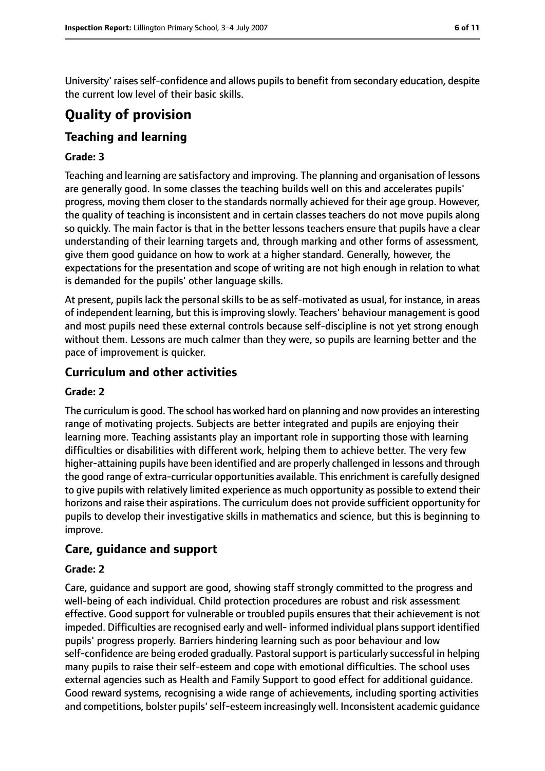University' raises self-confidence and allows pupils to benefit from secondary education, despite the current low level of their basic skills.

# Quality of provision

## Teaching and learning

### Grade: 3

Teaching and learning are satisfactory and improving. The planning and organisation of lessons are generally good. In some classes the teaching builds well on this and accelerates pupils' progress, moving them closer to the standards normally achieved for their age group. However, the quality of teaching is inconsistent and in certain classes teachers do not move pupils along so quickly. The main factor is that in the better lessons teachers ensure that pupils have a clear understanding of their learning targets and, through marking and other forms of assessment, give them good guidance on how to work at a higher standard. Generally, however, the expectations for the presentation and scope of writing are not high enough in relation to what is demanded for the pupils' other language skills.

At present, pupils lack the personal skills to be as self-motivated as usual, for instance, in areas of independent learning, but this is improving slowly. Teachers' behaviour management is good and most pupils need these external controls because self-discipline is not yet strong enough without them. Lessons are much calmer than they were, so pupils are learning better and the pace of improvement is quicker.

## Curriculum and other activities

### Grade: 2

The curriculum is good. The school has worked hard on planning and now provides an interesting range of motivating projects. Subjects are better integrated and pupils are enjoying their learning more. Teaching assistants play an important role in supporting those with learning difficulties or disabilities with different work, helping them to achieve better. The very few higher-attaining pupils have been identified and are properly challenged in lessons and through the good range of extra-curricular opportunities available. This enrichment is carefully designed to give pupils with relatively limited experience as much opportunity as possible to extend their horizons and raise their aspirations. The curriculum does not provide sufficient opportunity for pupils to develop their investigative skills in mathematics and science, but this is beginning to improve.

## Care, guidance and support

### Grade: 2

Care, guidance and support are good, showing staff strongly committed to the progress and well-being of each individual. Child protection procedures are robust and risk assessment effective. Good support for vulnerable or troubled pupils ensures that their achievement is not impeded. Difficulties are recognised early and well- informed individual plans support identified pupils' progress properly. Barriers hindering learning such as poor behaviour and low self-confidence are being eroded gradually. Pastoral support is particularly successful in helping many pupils to raise their self-esteem and cope with emotional difficulties. The school uses external agencies such as Health and Family Support to good effect for additional guidance. Good reward systems, recognising a wide range of achievements, including sporting activities and competitions, bolster pupils' self-esteem increasingly well. Inconsistent academic guidance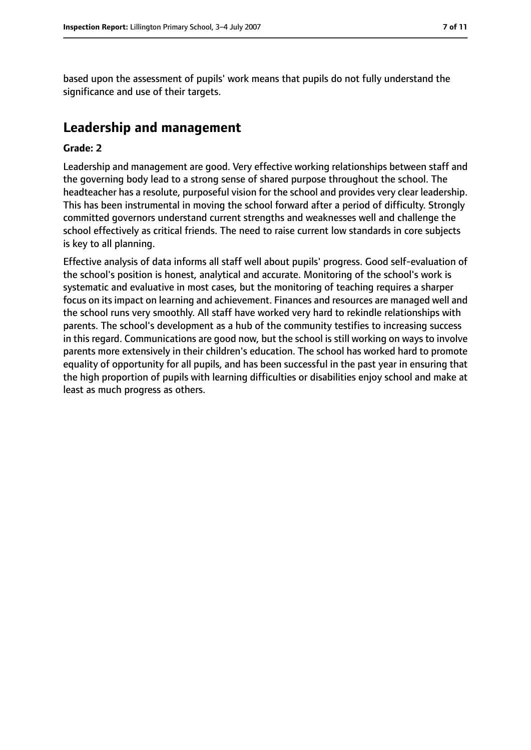based upon the assessment of pupils' work means that pupils do not fully understand the significance and use of their targets.

## Leadership and management

**Grade: 2**

Leadership and management are good. Very effective working relationships between staff and the governing body lead to a strong sense of shared purpose throughout the school. The headteacher has a resolute, purposeful vision for the school and provides very clear leadership. This has been instrumental in moving the school forward after a period of difficulty. Strongly committed governors understand current strengths and weaknesses well and challenge the school effectively as critical friends. The need to raise current low standards in core subjects is key to all planning.

Effective analysis of data informs all staff well about pupils' progress. Good self-evaluation of the school's position is honest, analytical and accurate. Monitoring of the school's work is systematic and evaluative in most cases, but the monitoring of teaching requires a sharper focus on its impact on learning and achievement. Finances and resources are managed well and the school runs very smoothly. All staff have worked very hard to rekindle relationships with parents. The school's development as a hub of the community testifies to increasing success in this regard. Communications are good now, but the school is still working on ways to involve parents more extensively in their children's education. The school has worked hard to promote equality of opportunity for all pupils, and has been successful in the past year in ensuring that the high proportion of pupils with learning difficulties or disabilities enjoy school and make at least as much progress as others.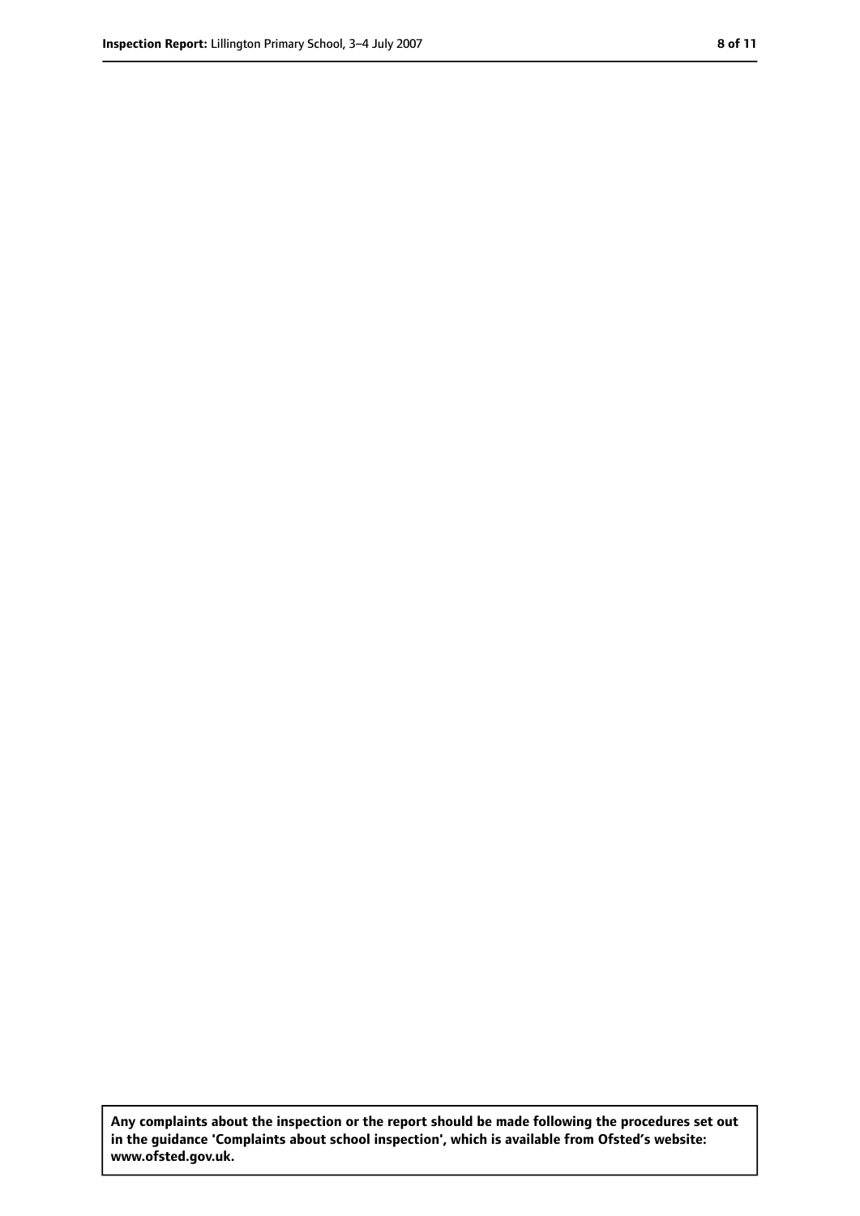**Any complaints about the inspection or the report should be made following the procedures set out in the guidance 'Complaints about school inspection', which is available from Ofsted's website: www.ofsted.gov.uk.**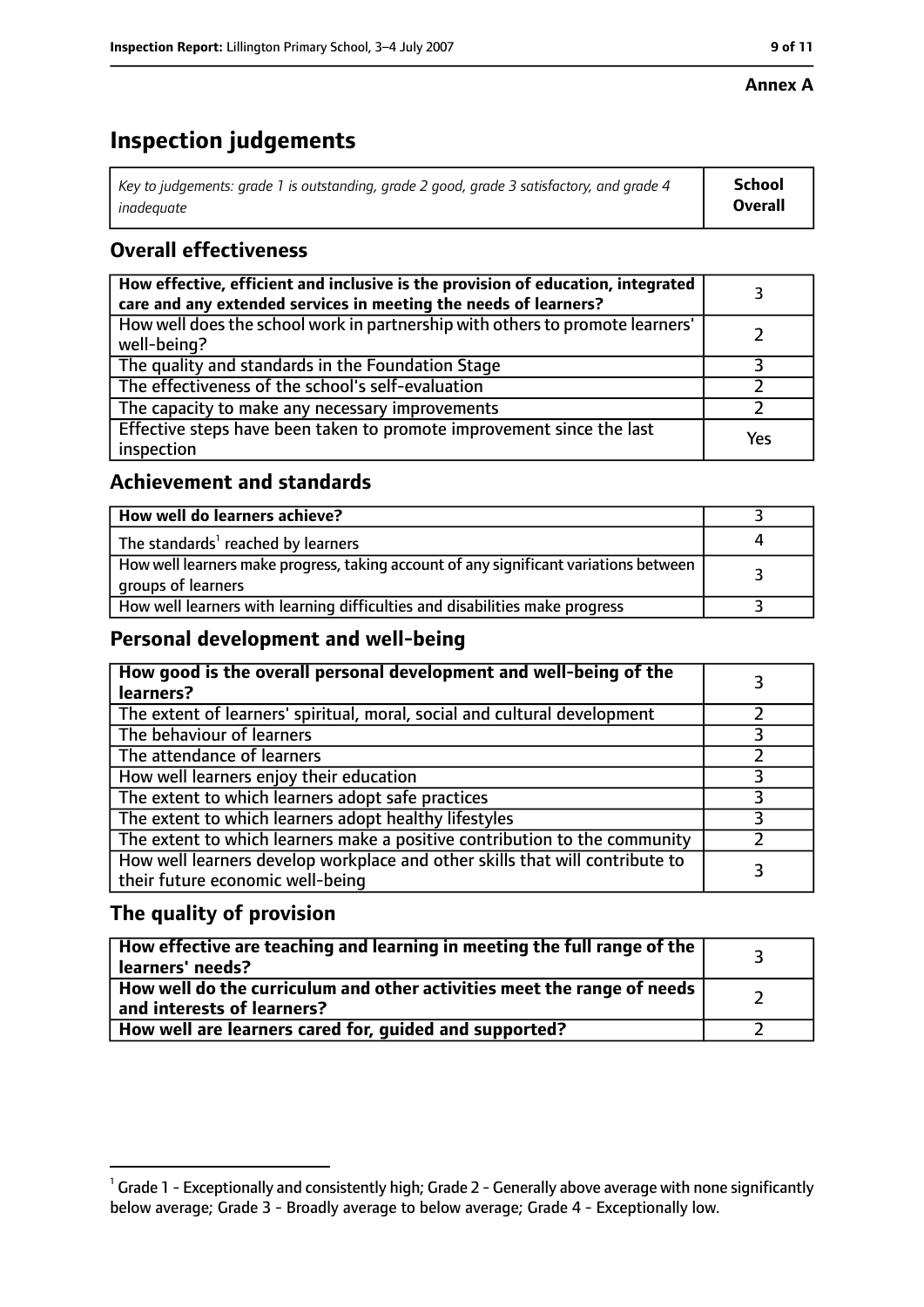**Annex A**

# Inspection judgements

| Key to judgements: grade 1 is outstanding, grade 2 good, grade 3 satisfactory, and grade 4 inadequate | School Overall |
|---|---|

## Overall effectiveness

| | |
|---|---|
| How effective, efficient and inclusive is the provision of education, integrated care and any extended services in meeting the needs of learners? | 3 |
| How well does the school work in partnership with others to promote learners' well-being? | 2 |
| The quality and standards in the Foundation Stage | 3 |
| The effectiveness of the school's self-evaluation | 2 |
| The capacity to make any necessary improvements | 2 |
| Effective steps have been taken to promote improvement since the last inspection | Yes |

## Achievement and standards

| | |
|---|---|
| How well do learners achieve? | 3 |
| The standards[1] reached by learners | 4 |
| How well learners make progress, taking account of any significant variations between groups of learners | 3 |
| How well learners with learning difficulties and disabilities make progress | 3 |

## Personal development and well-being

| | |
|---|---|
| How good is the overall personal development and well-being of the learners? | 3 |
| The extent of learners' spiritual, moral, social and cultural development | 2 |
| The behaviour of learners | 3 |
| The attendance of learners | 2 |
| How well learners enjoy their education | 3 |
| The extent to which learners adopt safe practices | 3 |
| The extent to which learners adopt healthy lifestyles | 3 |
| The extent to which learners make a positive contribution to the community | 2 |
| How well learners develop workplace and other skills that will contribute to their future economic well-being | 3 |

## The quality of provision

| | |
|---|---|
| How effective are teaching and learning in meeting the full range of the learners' needs? | 3 |
| How well do the curriculum and other activities meet the range of needs and interests of learners? | 2 |
| How well are learners cared for, guided and supported? | 2 |

[1] Grade 1 - Exceptionally and consistently high; Grade 2 - Generally above average with none significantly below average; Grade 3 - Broadly average to below average; Grade 4 - Exceptionally low.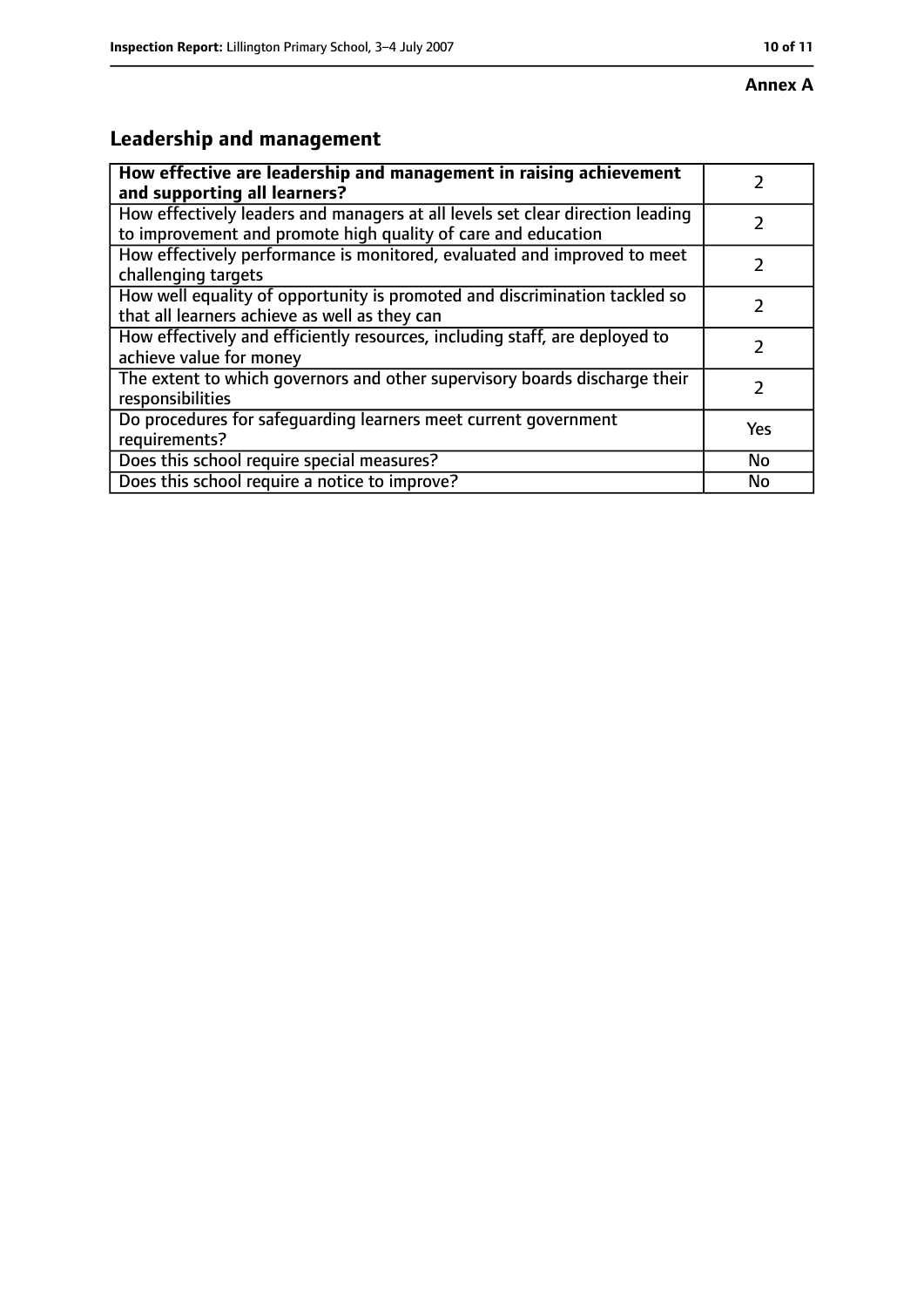**Annex A**

## Leadership and management

| How effective are leadership and management in raising achievement and supporting all learners? | 2 |
|---|---|
| How effectively leaders and managers at all levels set clear direction leading to improvement and promote high quality of care and education | 2 |
| How effectively performance is monitored, evaluated and improved to meet challenging targets | 2 |
| How well equality of opportunity is promoted and discrimination tackled so that all learners achieve as well as they can | 2 |
| How effectively and efficiently resources, including staff, are deployed to achieve value for money | 2 |
| The extent to which governors and other supervisory boards discharge their responsibilities | 2 |
| Do procedures for safeguarding learners meet current government requirements? | Yes |
| Does this school require special measures? | No |
| Does this school require a notice to improve? | No |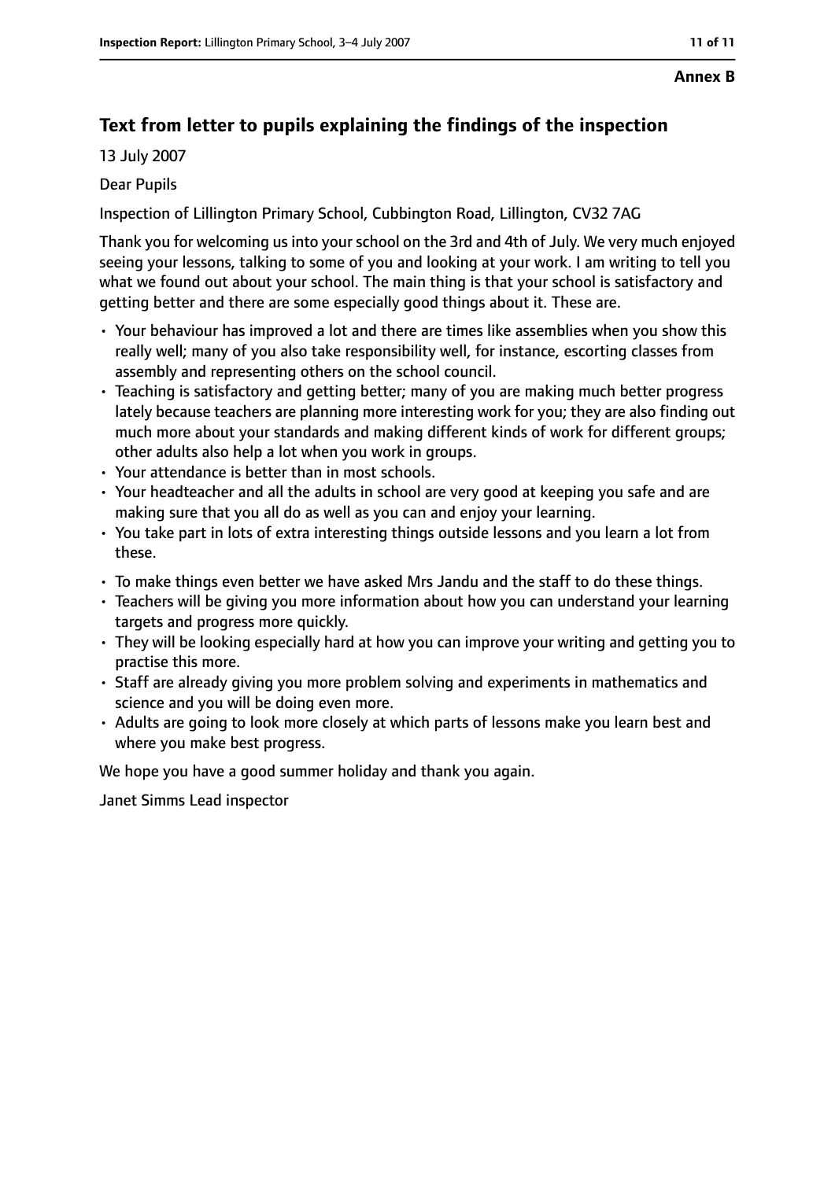**Annex B**

## Text from letter to pupils explaining the findings of the inspection

13 July 2007

Dear Pupils

Inspection of Lillington Primary School, Cubbington Road, Lillington, CV32 7AG

Thank you for welcoming us into your school on the 3rd and 4th of July. We very much enjoyed seeing your lessons, talking to some of you and looking at your work. I am writing to tell you what we found out about your school. The main thing is that your school is satisfactory and getting better and there are some especially good things about it. These are.

- Your behaviour has improved a lot and there are times like assemblies when you show this really well; many of you also take responsibility well, for instance, escorting classes from assembly and representing others on the school council.
- Teaching is satisfactory and getting better; many of you are making much better progress lately because teachers are planning more interesting work for you; they are also finding out much more about your standards and making different kinds of work for different groups; other adults also help a lot when you work in groups.
- Your attendance is better than in most schools.
- Your headteacher and all the adults in school are very good at keeping you safe and are making sure that you all do as well as you can and enjoy your learning.
- You take part in lots of extra interesting things outside lessons and you learn a lot from these.

- To make things even better we have asked Mrs Jandu and the staff to do these things.
- Teachers will be giving you more information about how you can understand your learning targets and progress more quickly.
- They will be looking especially hard at how you can improve your writing and getting you to practise this more.
- Staff are already giving you more problem solving and experiments in mathematics and science and you will be doing even more.
- Adults are going to look more closely at which parts of lessons make you learn best and where you make best progress.

We hope you have a good summer holiday and thank you again.

Janet Simms Lead inspector